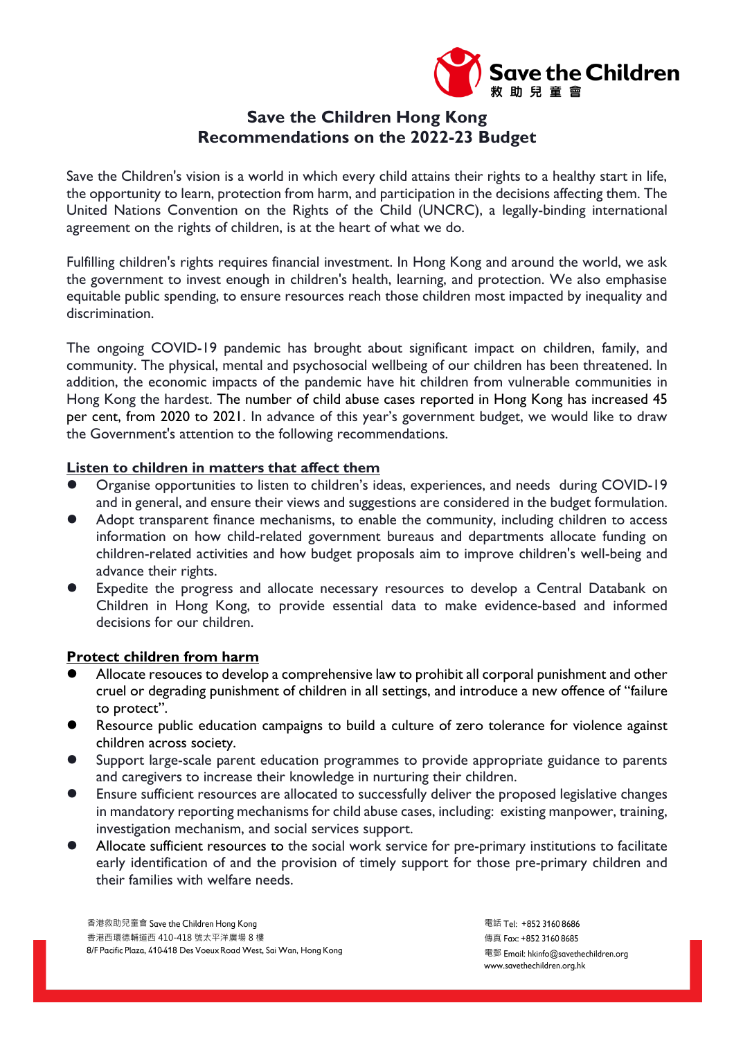# Save the Children Hong Kong
# Recommendations on the 2022-23 Budget

Save the Children's vision is a world in which every child attains their rights to a healthy start in life, the opportunity to learn, protection from harm, and participation in the decisions affecting them. The United Nations Convention on the Rights of the Child (UNCRC), a legally-binding international agreement on the rights of children, is at the heart of what we do.

Fulfilling children's rights requires financial investment. In Hong Kong and around the world, we ask the government to invest enough in children's health, learning, and protection. We also emphasise equitable public spending, to ensure resources reach those children most impacted by inequality and discrimination.

The ongoing COVID-19 pandemic has brought about significant impact on children, family, and community. The physical, mental and psychosocial wellbeing of our children has been threatened. In addition, the economic impacts of the pandemic have hit children from vulnerable communities in Hong Kong the hardest. The number of child abuse cases reported in Hong Kong has increased 45 per cent, from 2020 to 2021. In advance of this year's government budget, we would like to draw the Government's attention to the following recommendations.

## Listen to children in matters that affect them

- Organise opportunities to listen to children's ideas, experiences, and needs during COVID-19 and in general, and ensure their views and suggestions are considered in the budget formulation.
- Adopt transparent finance mechanisms, to enable the community, including children to access information on how child-related government bureaus and departments allocate funding on children-related activities and how budget proposals aim to improve children's well-being and advance their rights.
- Expedite the progress and allocate necessary resources to develop a Central Databank on Children in Hong Kong, to provide essential data to make evidence-based and informed decisions for our children.

## Protect children from harm

- Allocate resouces to develop a comprehensive law to prohibit all corporal punishment and other cruel or degrading punishment of children in all settings, and introduce a new offence of "failure to protect".
- Resource public education campaigns to build a culture of zero tolerance for violence against children across society.
- Support large-scale parent education programmes to provide appropriate guidance to parents and caregivers to increase their knowledge in nurturing their children.
- Ensure sufficient resources are allocated to successfully deliver the proposed legislative changes in mandatory reporting mechanisms for child abuse cases, including: existing manpower, training, investigation mechanism, and social services support.
- Allocate sufficient resources to the social work service for pre-primary institutions to facilitate early identification of and the provision of timely support for those pre-primary children and their families with welfare needs.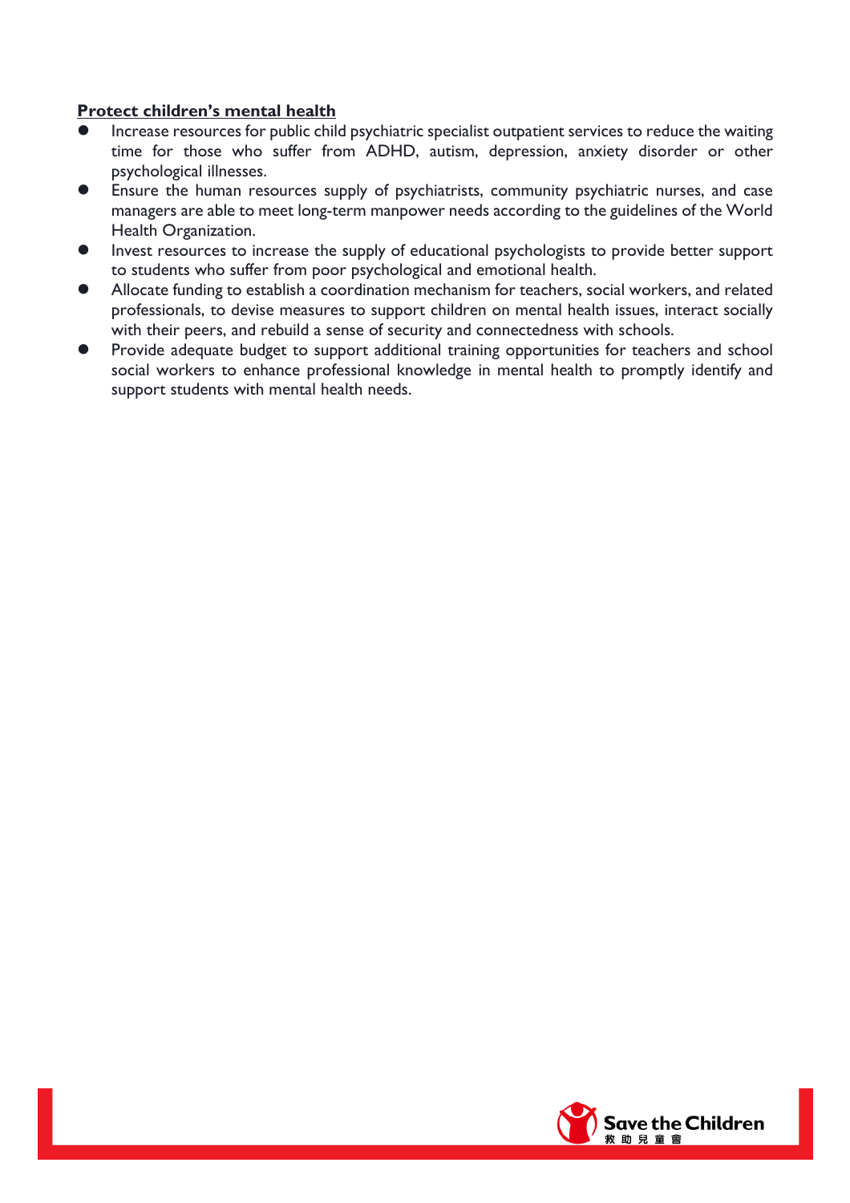**<u>Protect children's mental health</u>**

- Increase resources for public child psychiatric specialist outpatient services to reduce the waiting time for those who suffer from ADHD, autism, depression, anxiety disorder or other psychological illnesses.
- Ensure the human resources supply of psychiatrists, community psychiatric nurses, and case managers are able to meet long-term manpower needs according to the guidelines of the World Health Organization.
- Invest resources to increase the supply of educational psychologists to provide better support to students who suffer from poor psychological and emotional health.
- Allocate funding to establish a coordination mechanism for teachers, social workers, and related professionals, to devise measures to support children on mental health issues, interact socially with their peers, and rebuild a sense of security and connectedness with schools.
- Provide adequate budget to support additional training opportunities for teachers and school social workers to enhance professional knowledge in mental health to promptly identify and support students with mental health needs.